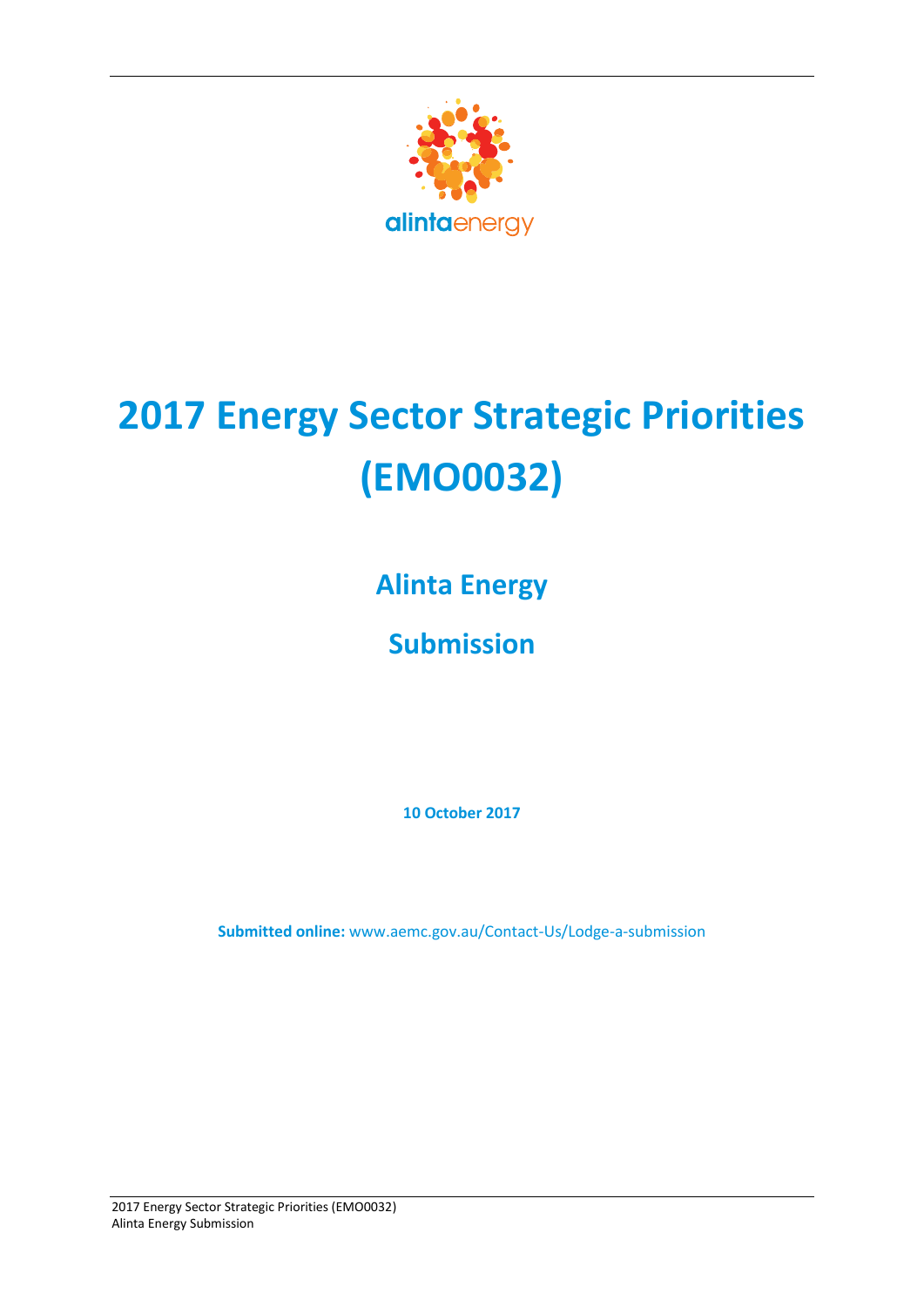alintaenergy

# 2017 Energy Sector Strategic Priorities (EMO0032)

## Alinta Energy

## Submission

**10 October 2017**

**Submitted online:** www.aemc.gov.au/Contact-Us/Lodge-a-submission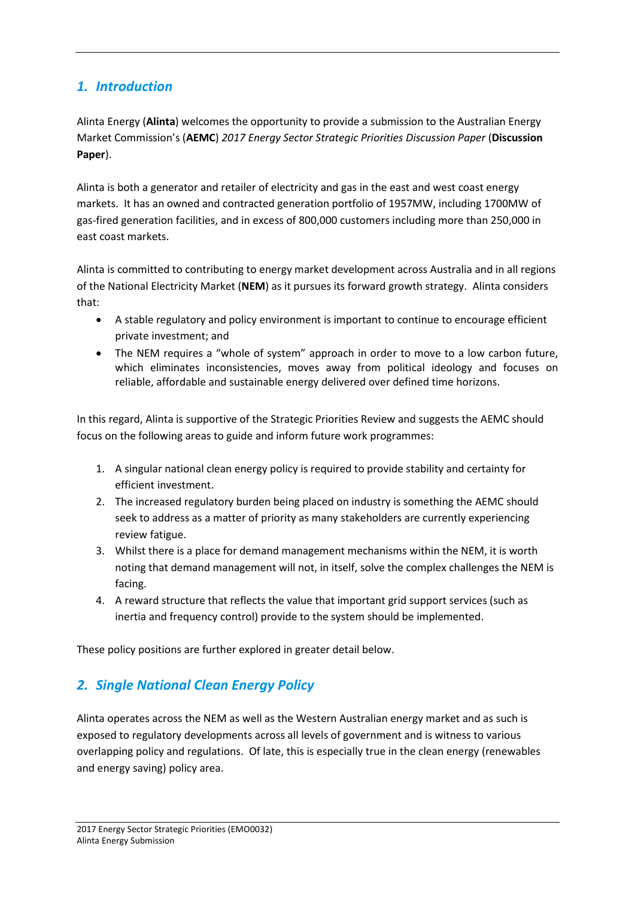## *1. Introduction*

Alinta Energy (**Alinta**) welcomes the opportunity to provide a submission to the Australian Energy Market Commission's (**AEMC**) *2017 Energy Sector Strategic Priorities Discussion Paper* (**Discussion Paper**).

Alinta is both a generator and retailer of electricity and gas in the east and west coast energy markets. It has an owned and contracted generation portfolio of 1957MW, including 1700MW of gas-fired generation facilities, and in excess of 800,000 customers including more than 250,000 in east coast markets.

Alinta is committed to contributing to energy market development across Australia and in all regions of the National Electricity Market (**NEM**) as it pursues its forward growth strategy. Alinta considers that:

- A stable regulatory and policy environment is important to continue to encourage efficient private investment; and
- The NEM requires a "whole of system" approach in order to move to a low carbon future, which eliminates inconsistencies, moves away from political ideology and focuses on reliable, affordable and sustainable energy delivered over defined time horizons.

In this regard, Alinta is supportive of the Strategic Priorities Review and suggests the AEMC should focus on the following areas to guide and inform future work programmes:

1. A singular national clean energy policy is required to provide stability and certainty for efficient investment.
2. The increased regulatory burden being placed on industry is something the AEMC should seek to address as a matter of priority as many stakeholders are currently experiencing review fatigue.
3. Whilst there is a place for demand management mechanisms within the NEM, it is worth noting that demand management will not, in itself, solve the complex challenges the NEM is facing.
4. A reward structure that reflects the value that important grid support services (such as inertia and frequency control) provide to the system should be implemented.

These policy positions are further explored in greater detail below.

## *2. Single National Clean Energy Policy*

Alinta operates across the NEM as well as the Western Australian energy market and as such is exposed to regulatory developments across all levels of government and is witness to various overlapping policy and regulations. Of late, this is especially true in the clean energy (renewables and energy saving) policy area.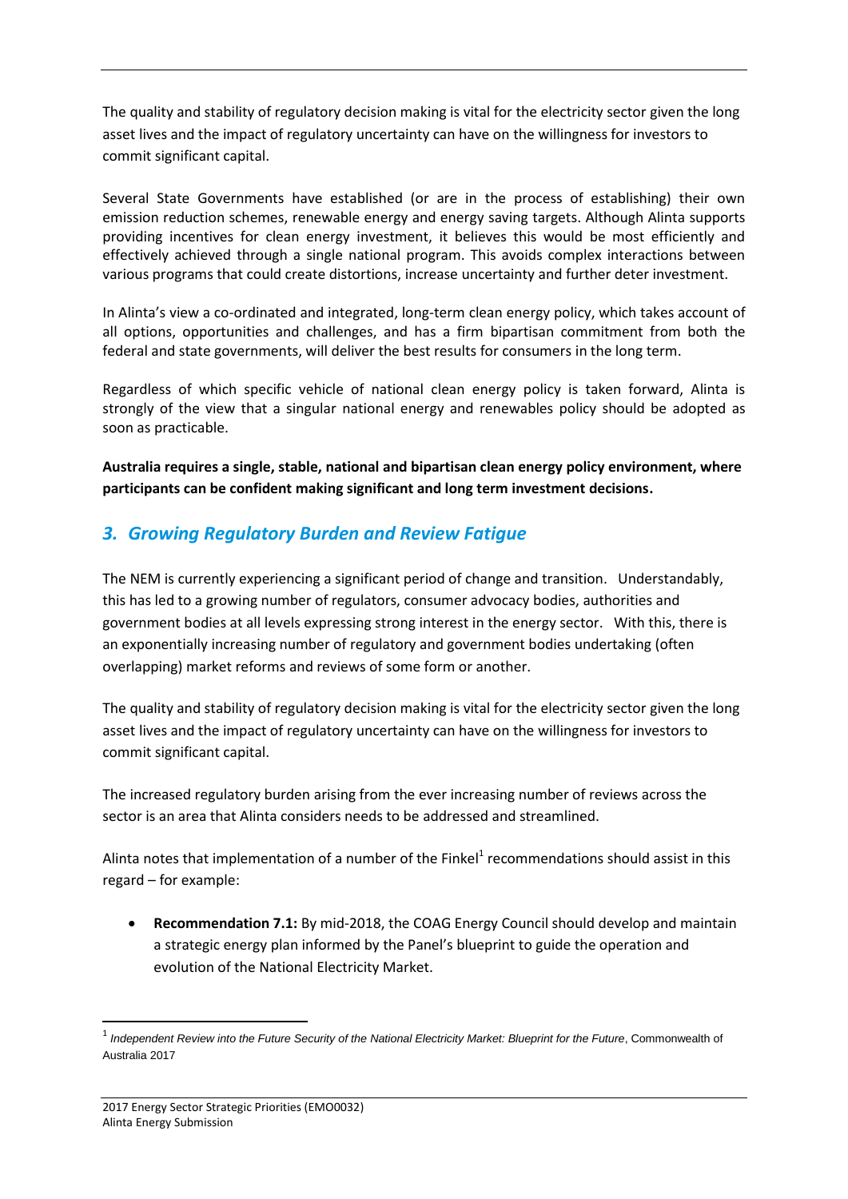The quality and stability of regulatory decision making is vital for the electricity sector given the long asset lives and the impact of regulatory uncertainty can have on the willingness for investors to commit significant capital.

Several State Governments have established (or are in the process of establishing) their own emission reduction schemes, renewable energy and energy saving targets. Although Alinta supports providing incentives for clean energy investment, it believes this would be most efficiently and effectively achieved through a single national program. This avoids complex interactions between various programs that could create distortions, increase uncertainty and further deter investment.

In Alinta's view a co-ordinated and integrated, long-term clean energy policy, which takes account of all options, opportunities and challenges, and has a firm bipartisan commitment from both the federal and state governments, will deliver the best results for consumers in the long term.

Regardless of which specific vehicle of national clean energy policy is taken forward, Alinta is strongly of the view that a singular national energy and renewables policy should be adopted as soon as practicable.

**Australia requires a single, stable, national and bipartisan clean energy policy environment, where participants can be confident making significant and long term investment decisions.**

## *3. Growing Regulatory Burden and Review Fatigue*

The NEM is currently experiencing a significant period of change and transition. Understandably, this has led to a growing number of regulators, consumer advocacy bodies, authorities and government bodies at all levels expressing strong interest in the energy sector. With this, there is an exponentially increasing number of regulatory and government bodies undertaking (often overlapping) market reforms and reviews of some form or another.

The quality and stability of regulatory decision making is vital for the electricity sector given the long asset lives and the impact of regulatory uncertainty can have on the willingness for investors to commit significant capital.

The increased regulatory burden arising from the ever increasing number of reviews across the sector is an area that Alinta considers needs to be addressed and streamlined.

Alinta notes that implementation of a number of the Finkel[1] recommendations should assist in this regard – for example:

- **Recommendation 7.1:** By mid-2018, the COAG Energy Council should develop and maintain a strategic energy plan informed by the Panel's blueprint to guide the operation and evolution of the National Electricity Market.

[1] *Independent Review into the Future Security of the National Electricity Market: Blueprint for the Future*, Commonwealth of Australia 2017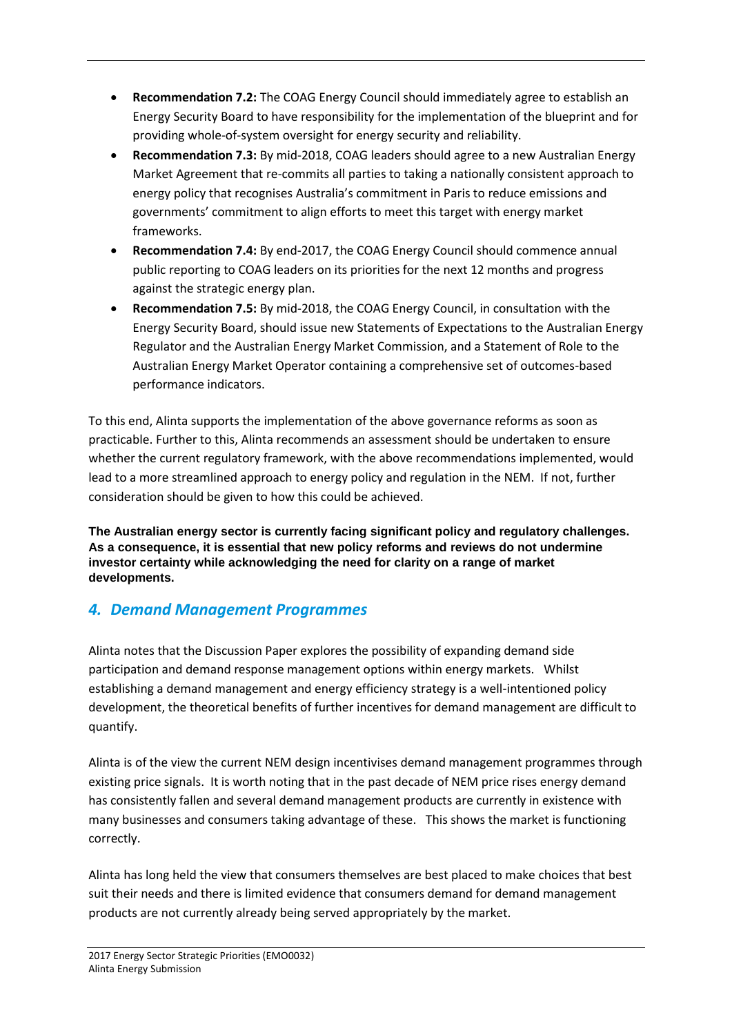- **Recommendation 7.2:** The COAG Energy Council should immediately agree to establish an Energy Security Board to have responsibility for the implementation of the blueprint and for providing whole-of-system oversight for energy security and reliability.
- **Recommendation 7.3:** By mid-2018, COAG leaders should agree to a new Australian Energy Market Agreement that re-commits all parties to taking a nationally consistent approach to energy policy that recognises Australia's commitment in Paris to reduce emissions and governments' commitment to align efforts to meet this target with energy market frameworks.
- **Recommendation 7.4:** By end-2017, the COAG Energy Council should commence annual public reporting to COAG leaders on its priorities for the next 12 months and progress against the strategic energy plan.
- **Recommendation 7.5:** By mid-2018, the COAG Energy Council, in consultation with the Energy Security Board, should issue new Statements of Expectations to the Australian Energy Regulator and the Australian Energy Market Commission, and a Statement of Role to the Australian Energy Market Operator containing a comprehensive set of outcomes-based performance indicators.

To this end, Alinta supports the implementation of the above governance reforms as soon as practicable. Further to this, Alinta recommends an assessment should be undertaken to ensure whether the current regulatory framework, with the above recommendations implemented, would lead to a more streamlined approach to energy policy and regulation in the NEM. If not, further consideration should be given to how this could be achieved.

**The Australian energy sector is currently facing significant policy and regulatory challenges. As a consequence, it is essential that new policy reforms and reviews do not undermine investor certainty while acknowledging the need for clarity on a range of market developments.**

## *4. Demand Management Programmes*

Alinta notes that the Discussion Paper explores the possibility of expanding demand side participation and demand response management options within energy markets. Whilst establishing a demand management and energy efficiency strategy is a well-intentioned policy development, the theoretical benefits of further incentives for demand management are difficult to quantify.

Alinta is of the view the current NEM design incentivises demand management programmes through existing price signals. It is worth noting that in the past decade of NEM price rises energy demand has consistently fallen and several demand management products are currently in existence with many businesses and consumers taking advantage of these. This shows the market is functioning correctly.

Alinta has long held the view that consumers themselves are best placed to make choices that best suit their needs and there is limited evidence that consumers demand for demand management products are not currently already being served appropriately by the market.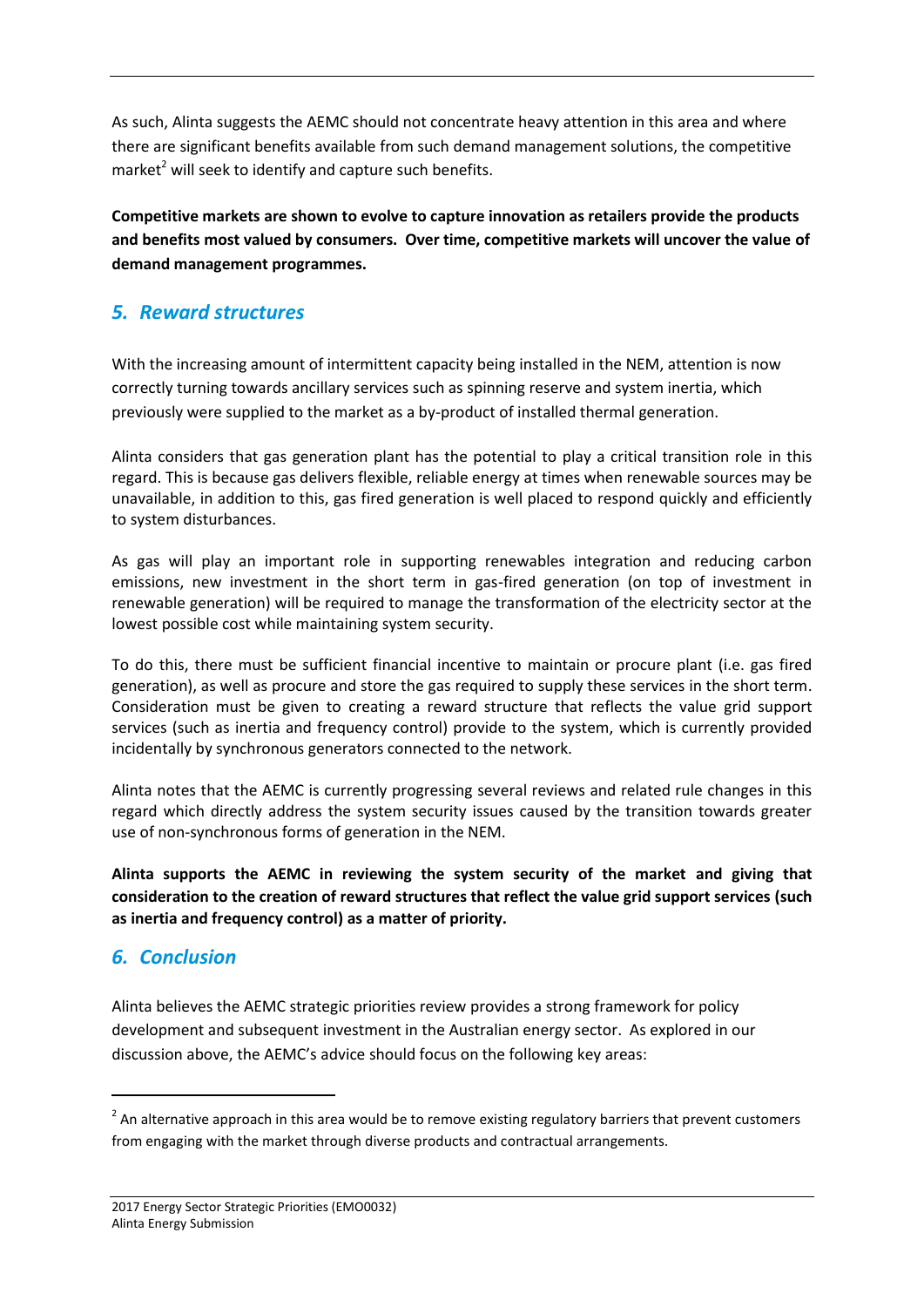As such, Alinta suggests the AEMC should not concentrate heavy attention in this area and where there are significant benefits available from such demand management solutions, the competitive market[2] will seek to identify and capture such benefits.

**Competitive markets are shown to evolve to capture innovation as retailers provide the products and benefits most valued by consumers. Over time, competitive markets will uncover the value of demand management programmes.**

## *5. Reward structures*

With the increasing amount of intermittent capacity being installed in the NEM, attention is now correctly turning towards ancillary services such as spinning reserve and system inertia, which previously were supplied to the market as a by-product of installed thermal generation.

Alinta considers that gas generation plant has the potential to play a critical transition role in this regard. This is because gas delivers flexible, reliable energy at times when renewable sources may be unavailable, in addition to this, gas fired generation is well placed to respond quickly and efficiently to system disturbances.

As gas will play an important role in supporting renewables integration and reducing carbon emissions, new investment in the short term in gas-fired generation (on top of investment in renewable generation) will be required to manage the transformation of the electricity sector at the lowest possible cost while maintaining system security.

To do this, there must be sufficient financial incentive to maintain or procure plant (i.e. gas fired generation), as well as procure and store the gas required to supply these services in the short term. Consideration must be given to creating a reward structure that reflects the value grid support services (such as inertia and frequency control) provide to the system, which is currently provided incidentally by synchronous generators connected to the network.

Alinta notes that the AEMC is currently progressing several reviews and related rule changes in this regard which directly address the system security issues caused by the transition towards greater use of non-synchronous forms of generation in the NEM.

**Alinta supports the AEMC in reviewing the system security of the market and giving that consideration to the creation of reward structures that reflect the value grid support services (such as inertia and frequency control) as a matter of priority.**

## *6. Conclusion*

Alinta believes the AEMC strategic priorities review provides a strong framework for policy development and subsequent investment in the Australian energy sector. As explored in our discussion above, the AEMC's advice should focus on the following key areas:

---

[2] An alternative approach in this area would be to remove existing regulatory barriers that prevent customers from engaging with the market through diverse products and contractual arrangements.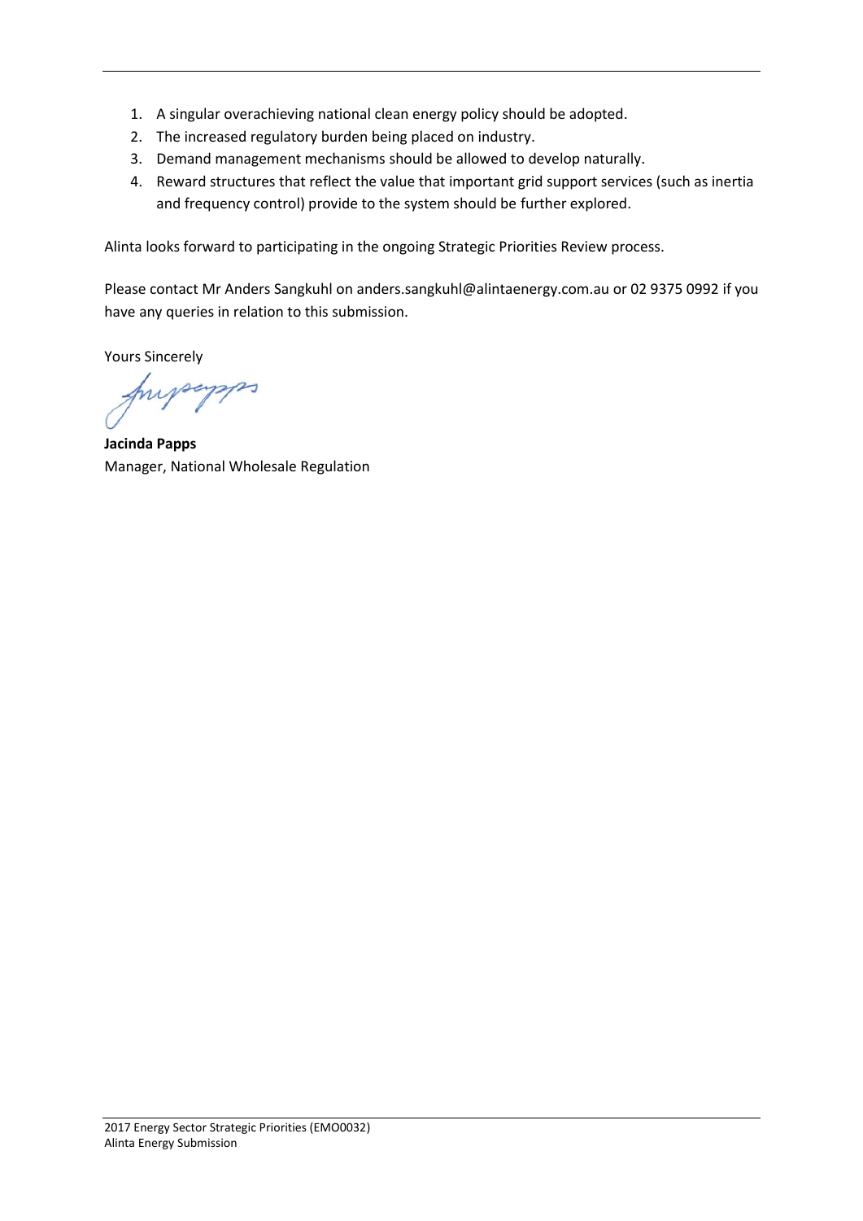1. A singular overachieving national clean energy policy should be adopted.
2. The increased regulatory burden being placed on industry.
3. Demand management mechanisms should be allowed to develop naturally.
4. Reward structures that reflect the value that important grid support services (such as inertia and frequency control) provide to the system should be further explored.

Alinta looks forward to participating in the ongoing Strategic Priorities Review process.

Please contact Mr Anders Sangkuhl on anders.sangkuhl@alintaenergy.com.au or 02 9375 0992 if you have any queries in relation to this submission.

Yours Sincerely

**Jacinda Papps**
Manager, National Wholesale Regulation